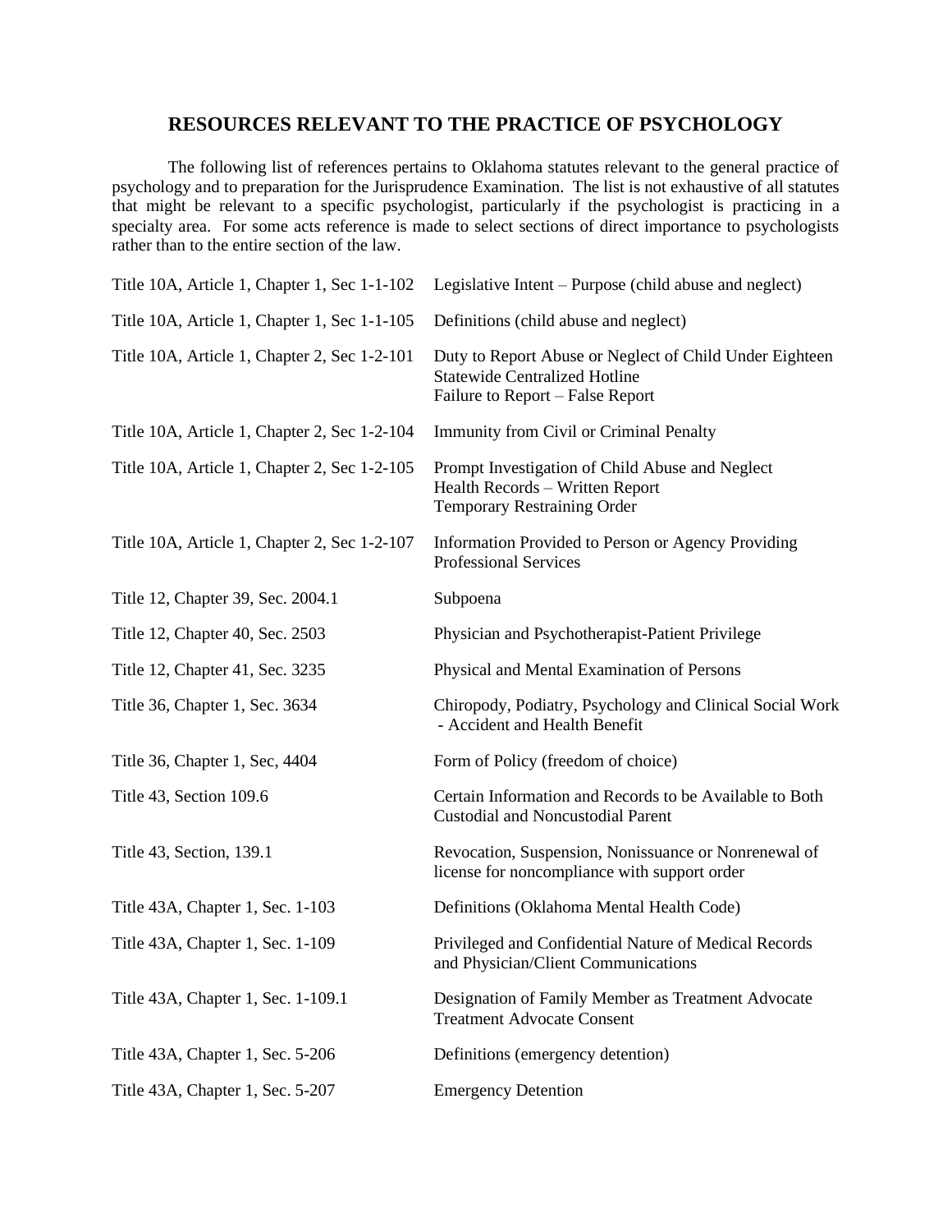# RESOURCES RELEVANT TO THE PRACTICE OF PSYCHOLOGY

The following list of references pertains to Oklahoma statutes relevant to the general practice of psychology and to preparation for the Jurisprudence Examination. The list is not exhaustive of all statutes that might be relevant to a specific psychologist, particularly if the psychologist is practicing in a specialty area. For some acts reference is made to select sections of direct importance to psychologists rather than to the entire section of the law.

| | |
|---|---|
| Title 10A, Article 1, Chapter 1, Sec 1-1-102 | Legislative Intent – Purpose (child abuse and neglect) |
| Title 10A, Article 1, Chapter 1, Sec 1-1-105 | Definitions (child abuse and neglect) |
| Title 10A, Article 1, Chapter 2, Sec 1-2-101 | Duty to Report Abuse or Neglect of Child Under Eighteen<br>Statewide Centralized Hotline<br>Failure to Report – False Report |
| Title 10A, Article 1, Chapter 2, Sec 1-2-104 | Immunity from Civil or Criminal Penalty |
| Title 10A, Article 1, Chapter 2, Sec 1-2-105 | Prompt Investigation of Child Abuse and Neglect<br>Health Records – Written Report<br>Temporary Restraining Order |
| Title 10A, Article 1, Chapter 2, Sec 1-2-107 | Information Provided to Person or Agency Providing Professional Services |
| Title 12, Chapter 39, Sec. 2004.1 | Subpoena |
| Title 12, Chapter 40, Sec. 2503 | Physician and Psychotherapist-Patient Privilege |
| Title 12, Chapter 41, Sec. 3235 | Physical and Mental Examination of Persons |
| Title 36, Chapter 1, Sec. 3634 | Chiropody, Podiatry, Psychology and Clinical Social Work - Accident and Health Benefit |
| Title 36, Chapter 1, Sec, 4404 | Form of Policy (freedom of choice) |
| Title 43, Section 109.6 | Certain Information and Records to be Available to Both Custodial and Noncustodial Parent |
| Title 43, Section, 139.1 | Revocation, Suspension, Nonissuance or Nonrenewal of license for noncompliance with support order |
| Title 43A, Chapter 1, Sec. 1-103 | Definitions (Oklahoma Mental Health Code) |
| Title 43A, Chapter 1, Sec. 1-109 | Privileged and Confidential Nature of Medical Records and Physician/Client Communications |
| Title 43A, Chapter 1, Sec. 1-109.1 | Designation of Family Member as Treatment Advocate<br>Treatment Advocate Consent |
| Title 43A, Chapter 1, Sec. 5-206 | Definitions (emergency detention) |
| Title 43A, Chapter 1, Sec. 5-207 | Emergency Detention |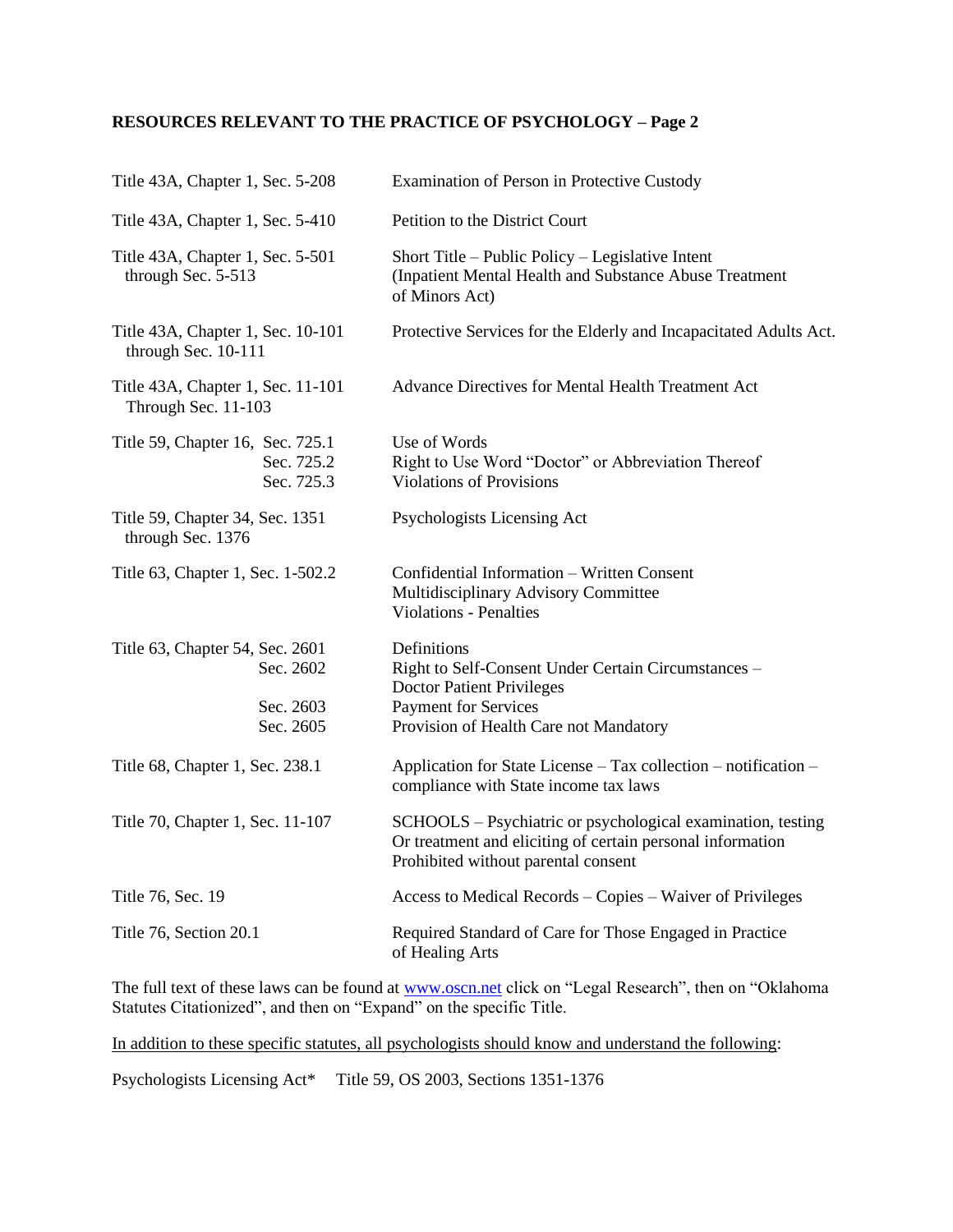**RESOURCES RELEVANT TO THE PRACTICE OF PSYCHOLOGY – Page 2**

| | |
|---|---|
| Title 43A, Chapter 1, Sec. 5-208 | Examination of Person in Protective Custody |
| Title 43A, Chapter 1, Sec. 5-410 | Petition to the District Court |
| Title 43A, Chapter 1, Sec. 5-501 through Sec. 5-513 | Short Title – Public Policy – Legislative Intent (Inpatient Mental Health and Substance Abuse Treatment of Minors Act) |
| Title 43A, Chapter 1, Sec. 10-101 through Sec. 10-111 | Protective Services for the Elderly and Incapacitated Adults Act. |
| Title 43A, Chapter 1, Sec. 11-101 Through Sec. 11-103 | Advance Directives for Mental Health Treatment Act |
| Title 59, Chapter 16, Sec. 725.1 | Use of Words |
| Sec. 725.2 | Right to Use Word "Doctor" or Abbreviation Thereof |
| Sec. 725.3 | Violations of Provisions |
| Title 59, Chapter 34, Sec. 1351 through Sec. 1376 | Psychologists Licensing Act |
| Title 63, Chapter 1, Sec. 1-502.2 | Confidential Information – Written Consent<br>Multidisciplinary Advisory Committee<br>Violations - Penalties |
| Title 63, Chapter 54, Sec. 2601 | Definitions |
| Sec. 2602 | Right to Self-Consent Under Certain Circumstances – Doctor Patient Privileges |
| Sec. 2603 | Payment for Services |
| Sec. 2605 | Provision of Health Care not Mandatory |
| Title 68, Chapter 1, Sec. 238.1 | Application for State License – Tax collection – notification – compliance with State income tax laws |
| Title 70, Chapter 1, Sec. 11-107 | SCHOOLS – Psychiatric or psychological examination, testing Or treatment and eliciting of certain personal information Prohibited without parental consent |
| Title 76, Sec. 19 | Access to Medical Records – Copies – Waiver of Privileges |
| Title 76, Section 20.1 | Required Standard of Care for Those Engaged in Practice of Healing Arts |

The full text of these laws can be found at www.oscn.net click on "Legal Research", then on "Oklahoma Statutes Citationized", and then on "Expand" on the specific Title.

In addition to these specific statutes, all psychologists should know and understand the following:

Psychologists Licensing Act* Title 59, OS 2003, Sections 1351-1376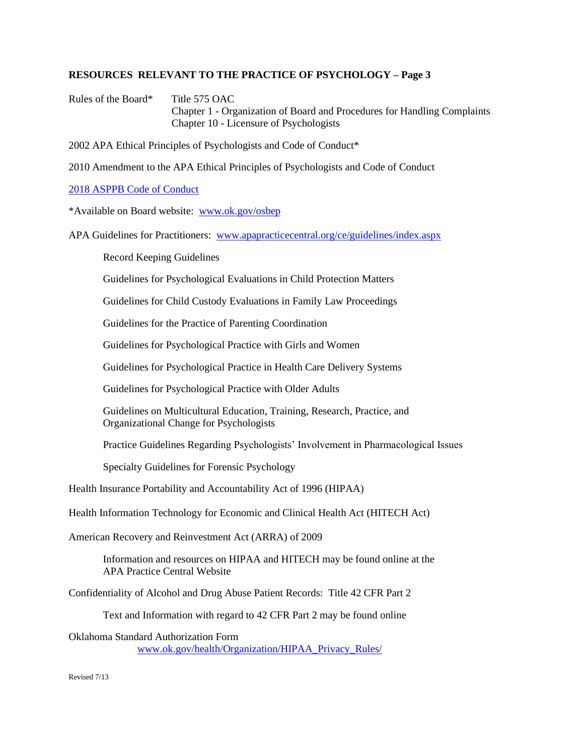## RESOURCES RELEVANT TO THE PRACTICE OF PSYCHOLOGY – Page 3

Rules of the Board* Title 575 OAC
Chapter 1 - Organization of Board and Procedures for Handling Complaints
Chapter 10 - Licensure of Psychologists

2002 APA Ethical Principles of Psychologists and Code of Conduct*

2010 Amendment to the APA Ethical Principles of Psychologists and Code of Conduct

2018 ASPPB Code of Conduct

*Available on Board website: www.ok.gov/osbep

APA Guidelines for Practitioners: www.apapracticecentral.org/ce/guidelines/index.aspx

- Record Keeping Guidelines
- Guidelines for Psychological Evaluations in Child Protection Matters
- Guidelines for Child Custody Evaluations in Family Law Proceedings
- Guidelines for the Practice of Parenting Coordination
- Guidelines for Psychological Practice with Girls and Women
- Guidelines for Psychological Practice in Health Care Delivery Systems
- Guidelines for Psychological Practice with Older Adults
- Guidelines on Multicultural Education, Training, Research, Practice, and Organizational Change for Psychologists
- Practice Guidelines Regarding Psychologists' Involvement in Pharmacological Issues
- Specialty Guidelines for Forensic Psychology

Health Insurance Portability and Accountability Act of 1996 (HIPAA)

Health Information Technology for Economic and Clinical Health Act (HITECH Act)

American Recovery and Reinvestment Act (ARRA) of 2009

Information and resources on HIPAA and HITECH may be found online at the APA Practice Central Website

Confidentiality of Alcohol and Drug Abuse Patient Records: Title 42 CFR Part 2

Text and Information with regard to 42 CFR Part 2 may be found online

Oklahoma Standard Authorization Form
www.ok.gov/health/Organization/HIPAA_Privacy_Rules/

Revised 7/13